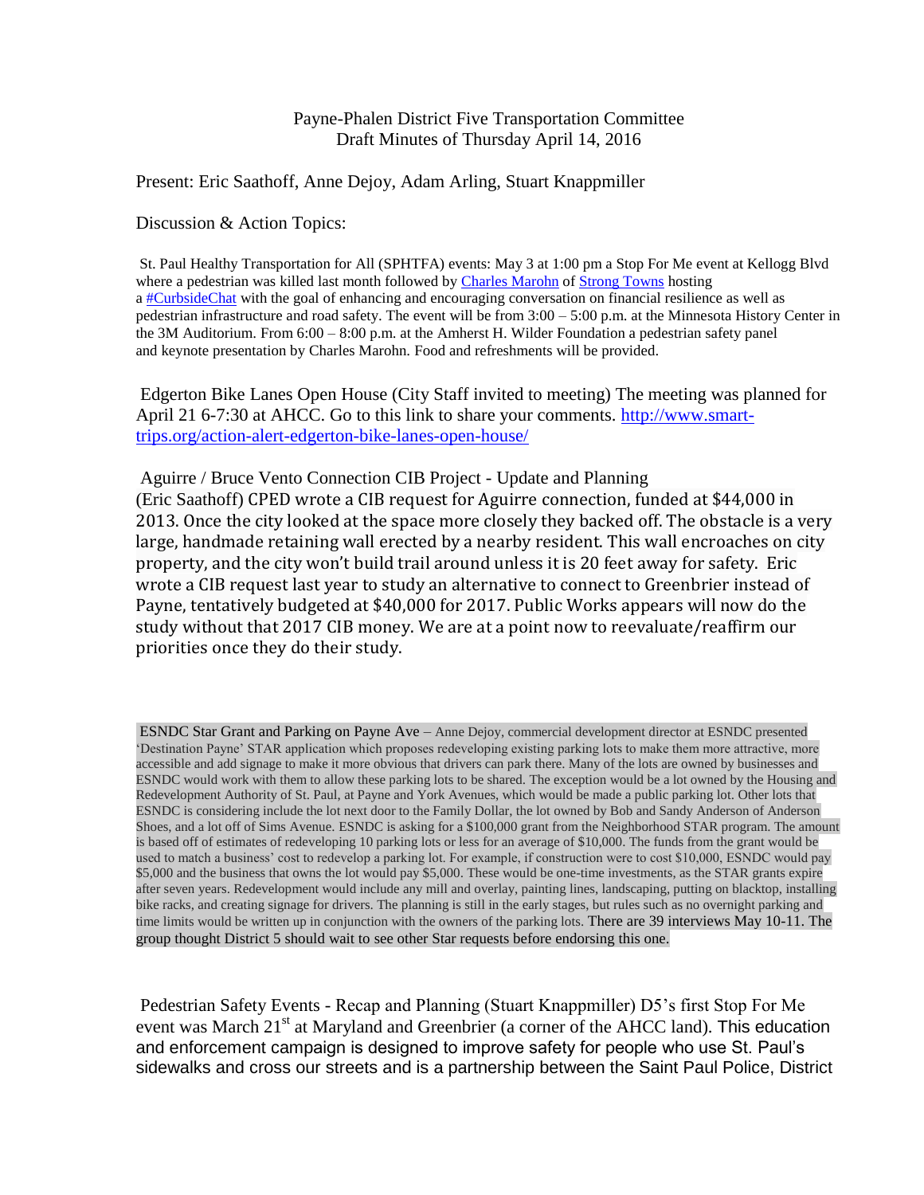Payne-Phalen District Five Transportation Committee
Draft Minutes of Thursday April 14, 2016

Present: Eric Saathoff, Anne Dejoy, Adam Arling, Stuart Knappmiller

Discussion & Action Topics:

St. Paul Healthy Transportation for All (SPHTFA) events: May 3 at 1:00 pm a Stop For Me event at Kellogg Blvd where a pedestrian was killed last month followed by Charles Marohn of Strong Towns hosting a #CurbsideChat with the goal of enhancing and encouraging conversation on financial resilience as well as pedestrian infrastructure and road safety. The event will be from 3:00 – 5:00 p.m. at the Minnesota History Center in the 3M Auditorium. From 6:00 – 8:00 p.m. at the Amherst H. Wilder Foundation a pedestrian safety panel and keynote presentation by Charles Marohn. Food and refreshments will be provided.

Edgerton Bike Lanes Open House (City Staff invited to meeting) The meeting was planned for April 21 6-7:30 at AHCC. Go to this link to share your comments. http://www.smart-trips.org/action-alert-edgerton-bike-lanes-open-house/

Aguirre / Bruce Vento Connection CIB Project - Update and Planning
(Eric Saathoff) CPED wrote a CIB request for Aguirre connection, funded at $44,000 in 2013. Once the city looked at the space more closely they backed off. The obstacle is a very large, handmade retaining wall erected by a nearby resident. This wall encroaches on city property, and the city won't build trail around unless it is 20 feet away for safety. Eric wrote a CIB request last year to study an alternative to connect to Greenbrier instead of Payne, tentatively budgeted at $40,000 for 2017. Public Works appears will now do the study without that 2017 CIB money. We are at a point now to reevaluate/reaffirm our priorities once they do their study.

ESNDC Star Grant and Parking on Payne Ave – Anne Dejoy, commercial development director at ESNDC presented 'Destination Payne' STAR application which proposes redeveloping existing parking lots to make them more attractive, more accessible and add signage to make it more obvious that drivers can park there. Many of the lots are owned by businesses and ESNDC would work with them to allow these parking lots to be shared. The exception would be a lot owned by the Housing and Redevelopment Authority of St. Paul, at Payne and York Avenues, which would be made a public parking lot. Other lots that ESNDC is considering include the lot next door to the Family Dollar, the lot owned by Bob and Sandy Anderson of Anderson Shoes, and a lot off of Sims Avenue. ESNDC is asking for a $100,000 grant from the Neighborhood STAR program. The amount is based off of estimates of redeveloping 10 parking lots or less for an average of $10,000. The funds from the grant would be used to match a business' cost to redevelop a parking lot. For example, if construction were to cost $10,000, ESNDC would pay $5,000 and the business that owns the lot would pay $5,000. These would be one-time investments, as the STAR grants expire after seven years. Redevelopment would include any mill and overlay, painting lines, landscaping, putting on blacktop, installing bike racks, and creating signage for drivers. The planning is still in the early stages, but rules such as no overnight parking and time limits would be written up in conjunction with the owners of the parking lots. There are 39 interviews May 10-11. The group thought District 5 should wait to see other Star requests before endorsing this one.

Pedestrian Safety Events - Recap and Planning (Stuart Knappmiller) D5's first Stop For Me event was March 21st at Maryland and Greenbrier (a corner of the AHCC land). This education and enforcement campaign is designed to improve safety for people who use St. Paul's sidewalks and cross our streets and is a partnership between the Saint Paul Police, District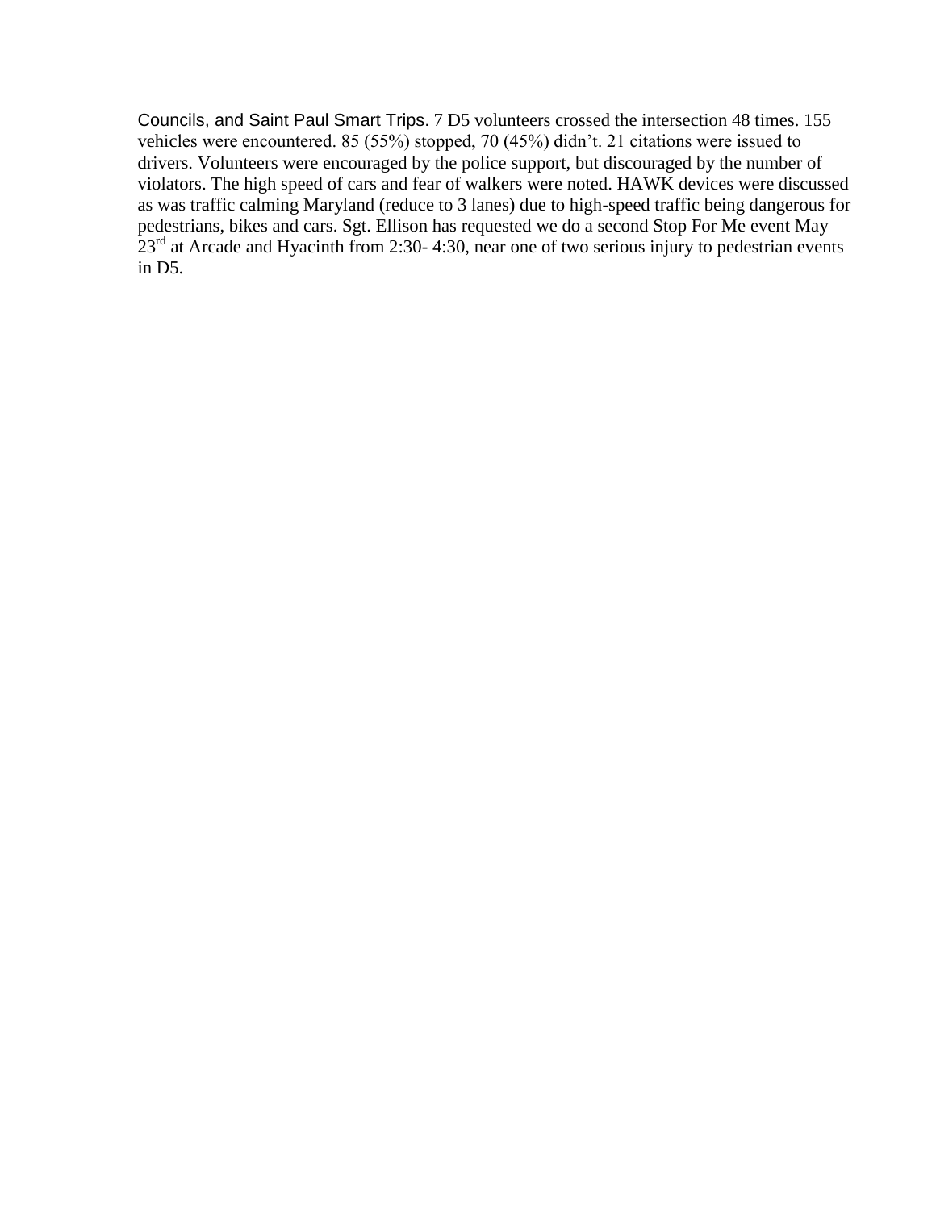Councils, and Saint Paul Smart Trips. 7 D5 volunteers crossed the intersection 48 times. 155 vehicles were encountered. 85 (55%) stopped, 70 (45%) didn't. 21 citations were issued to drivers. Volunteers were encouraged by the police support, but discouraged by the number of violators. The high speed of cars and fear of walkers were noted. HAWK devices were discussed as was traffic calming Maryland (reduce to 3 lanes) due to high-speed traffic being dangerous for pedestrians, bikes and cars. Sgt. Ellison has requested we do a second Stop For Me event May 23rd at Arcade and Hyacinth from 2:30- 4:30, near one of two serious injury to pedestrian events in D5.